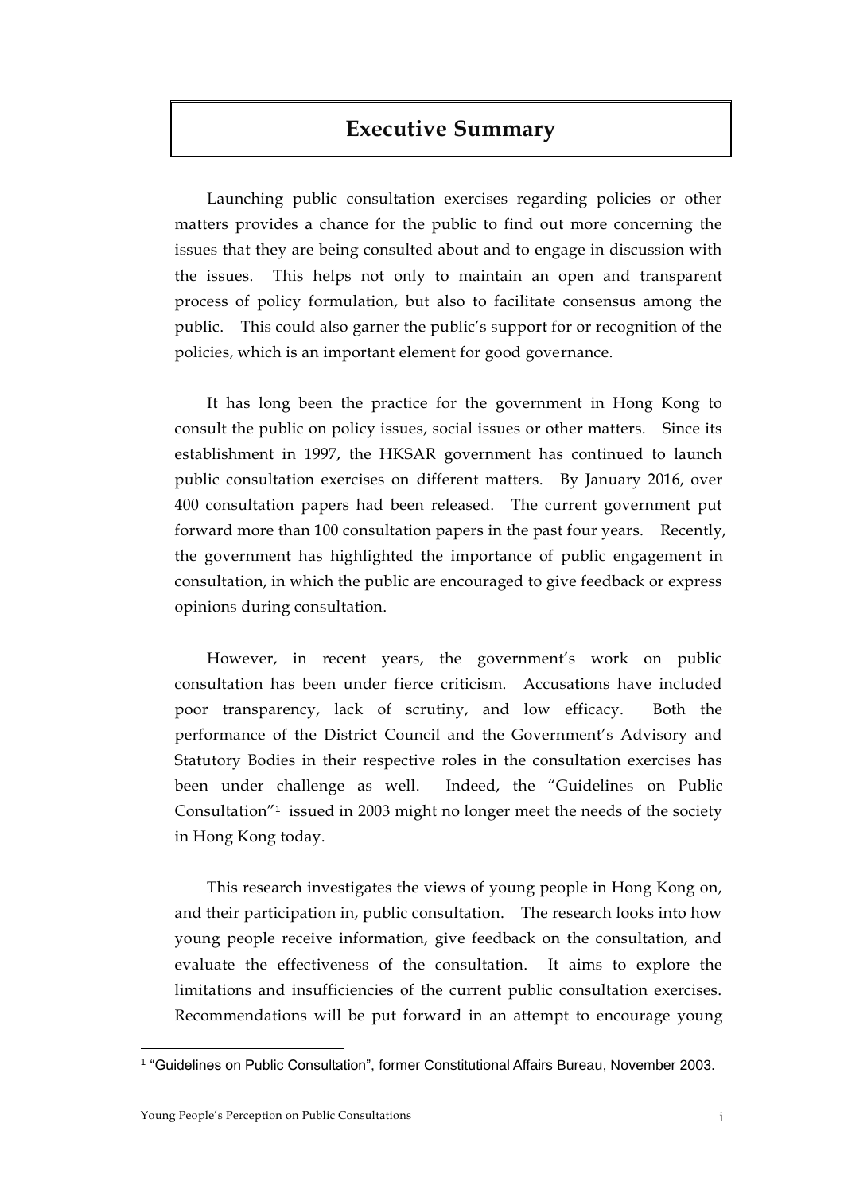# Executive Summary

Launching public consultation exercises regarding policies or other matters provides a chance for the public to find out more concerning the issues that they are being consulted about and to engage in discussion with the issues. This helps not only to maintain an open and transparent process of policy formulation, but also to facilitate consensus among the public. This could also garner the public's support for or recognition of the policies, which is an important element for good governance.

It has long been the practice for the government in Hong Kong to consult the public on policy issues, social issues or other matters. Since its establishment in 1997, the HKSAR government has continued to launch public consultation exercises on different matters. By January 2016, over 400 consultation papers had been released. The current government put forward more than 100 consultation papers in the past four years. Recently, the government has highlighted the importance of public engagement in consultation, in which the public are encouraged to give feedback or express opinions during consultation.

However, in recent years, the government's work on public consultation has been under fierce criticism. Accusations have included poor transparency, lack of scrutiny, and low efficacy. Both the performance of the District Council and the Government's Advisory and Statutory Bodies in their respective roles in the consultation exercises has been under challenge as well. Indeed, the "Guidelines on Public Consultation"[1] issued in 2003 might no longer meet the needs of the society in Hong Kong today.

This research investigates the views of young people in Hong Kong on, and their participation in, public consultation. The research looks into how young people receive information, give feedback on the consultation, and evaluate the effectiveness of the consultation. It aims to explore the limitations and insufficiencies of the current public consultation exercises. Recommendations will be put forward in an attempt to encourage young

[1] "Guidelines on Public Consultation", former Constitutional Affairs Bureau, November 2003.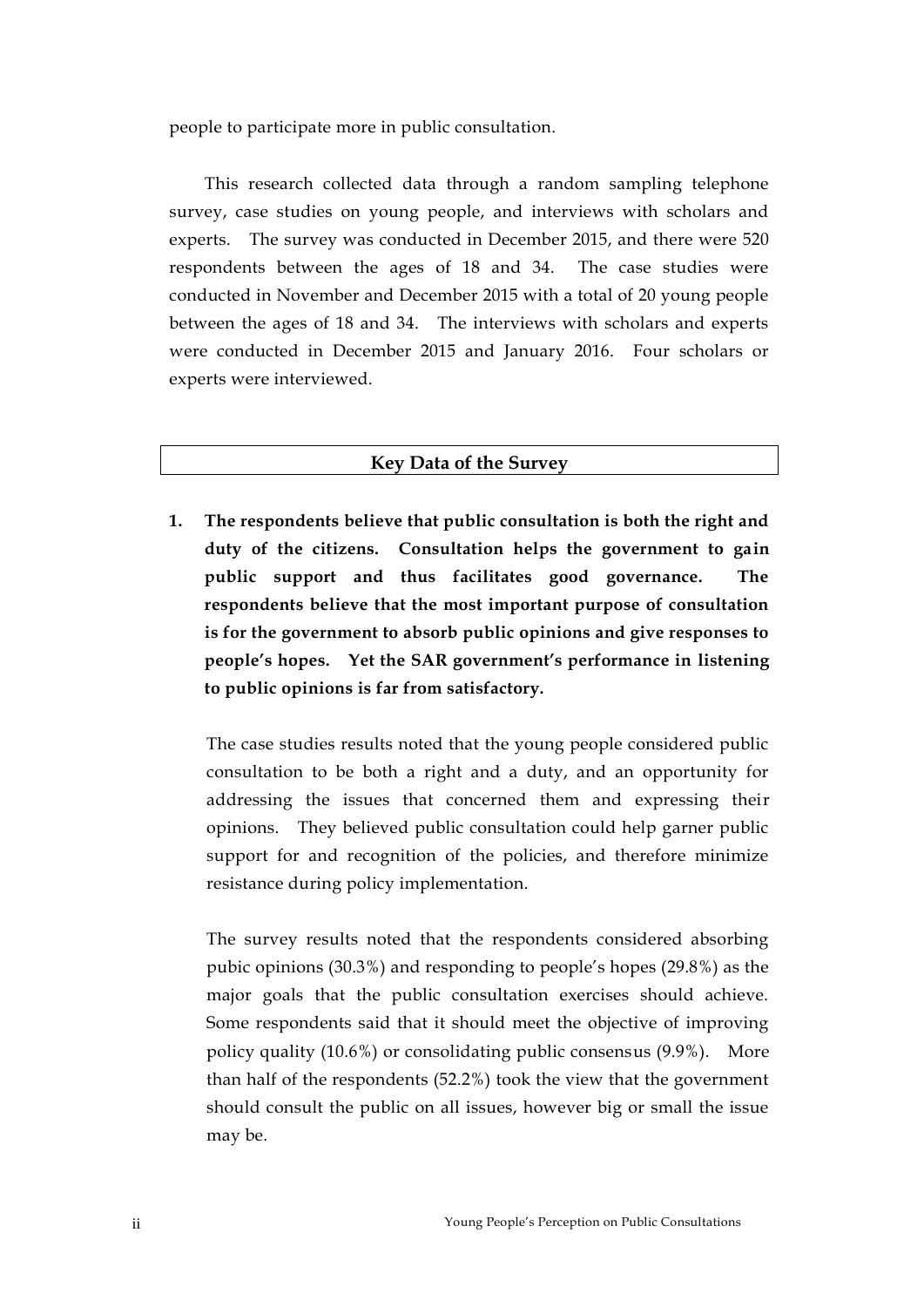people to participate more in public consultation.

This research collected data through a random sampling telephone survey, case studies on young people, and interviews with scholars and experts. The survey was conducted in December 2015, and there were 520 respondents between the ages of 18 and 34. The case studies were conducted in November and December 2015 with a total of 20 young people between the ages of 18 and 34. The interviews with scholars and experts were conducted in December 2015 and January 2016. Four scholars or experts were interviewed.

## Key Data of the Survey

1. **The respondents believe that public consultation is both the right and duty of the citizens. Consultation helps the government to gain public support and thus facilitates good governance. The respondents believe that the most important purpose of consultation is for the government to absorb public opinions and give responses to people's hopes. Yet the SAR government's performance in listening to public opinions is far from satisfactory.**

   The case studies results noted that the young people considered public consultation to be both a right and a duty, and an opportunity for addressing the issues that concerned them and expressing their opinions. They believed public consultation could help garner public support for and recognition of the policies, and therefore minimize resistance during policy implementation.

   The survey results noted that the respondents considered absorbing pubic opinions (30.3%) and responding to people's hopes (29.8%) as the major goals that the public consultation exercises should achieve. Some respondents said that it should meet the objective of improving policy quality (10.6%) or consolidating public consensus (9.9%). More than half of the respondents (52.2%) took the view that the government should consult the public on all issues, however big or small the issue may be.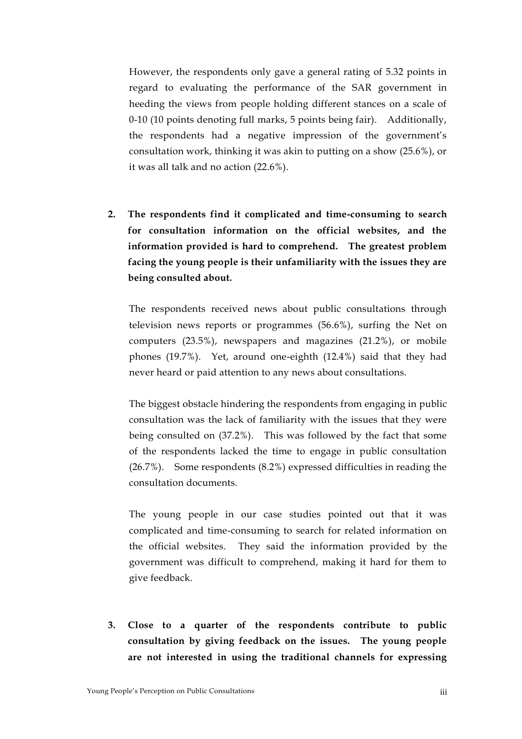However, the respondents only gave a general rating of 5.32 points in regard to evaluating the performance of the SAR government in heeding the views from people holding different stances on a scale of 0-10 (10 points denoting full marks, 5 points being fair). Additionally, the respondents had a negative impression of the government's consultation work, thinking it was akin to putting on a show (25.6%), or it was all talk and no action (22.6%).

2. **The respondents find it complicated and time-consuming to search for consultation information on the official websites, and the information provided is hard to comprehend. The greatest problem facing the young people is their unfamiliarity with the issues they are being consulted about.**

   The respondents received news about public consultations through television news reports or programmes (56.6%), surfing the Net on computers (23.5%), newspapers and magazines (21.2%), or mobile phones (19.7%). Yet, around one-eighth (12.4%) said that they had never heard or paid attention to any news about consultations.

   The biggest obstacle hindering the respondents from engaging in public consultation was the lack of familiarity with the issues that they were being consulted on (37.2%). This was followed by the fact that some of the respondents lacked the time to engage in public consultation (26.7%). Some respondents (8.2%) expressed difficulties in reading the consultation documents.

   The young people in our case studies pointed out that it was complicated and time-consuming to search for related information on the official websites. They said the information provided by the government was difficult to comprehend, making it hard for them to give feedback.

3. **Close to a quarter of the respondents contribute to public consultation by giving feedback on the issues. The young people are not interested in using the traditional channels for expressing**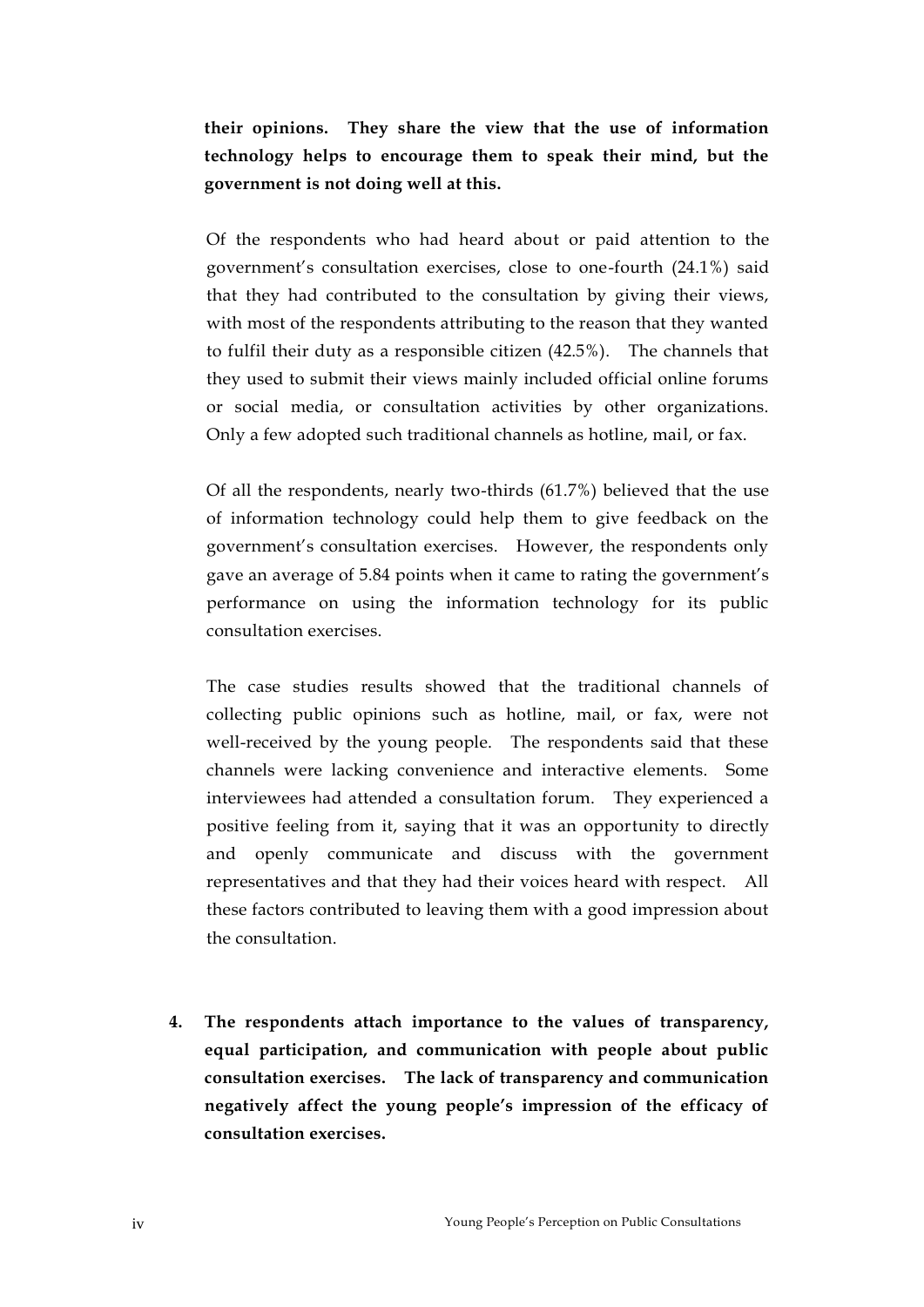**their opinions. They share the view that the use of information technology helps to encourage them to speak their mind, but the government is not doing well at this.**

Of the respondents who had heard about or paid attention to the government's consultation exercises, close to one-fourth (24.1%) said that they had contributed to the consultation by giving their views, with most of the respondents attributing to the reason that they wanted to fulfil their duty as a responsible citizen (42.5%). The channels that they used to submit their views mainly included official online forums or social media, or consultation activities by other organizations. Only a few adopted such traditional channels as hotline, mail, or fax.

Of all the respondents, nearly two-thirds (61.7%) believed that the use of information technology could help them to give feedback on the government's consultation exercises. However, the respondents only gave an average of 5.84 points when it came to rating the government's performance on using the information technology for its public consultation exercises.

The case studies results showed that the traditional channels of collecting public opinions such as hotline, mail, or fax, were not well-received by the young people. The respondents said that these channels were lacking convenience and interactive elements. Some interviewees had attended a consultation forum. They experienced a positive feeling from it, saying that it was an opportunity to directly and openly communicate and discuss with the government representatives and that they had their voices heard with respect. All these factors contributed to leaving them with a good impression about the consultation.

4. **The respondents attach importance to the values of transparency, equal participation, and communication with people about public consultation exercises. The lack of transparency and communication negatively affect the young people's impression of the efficacy of consultation exercises.**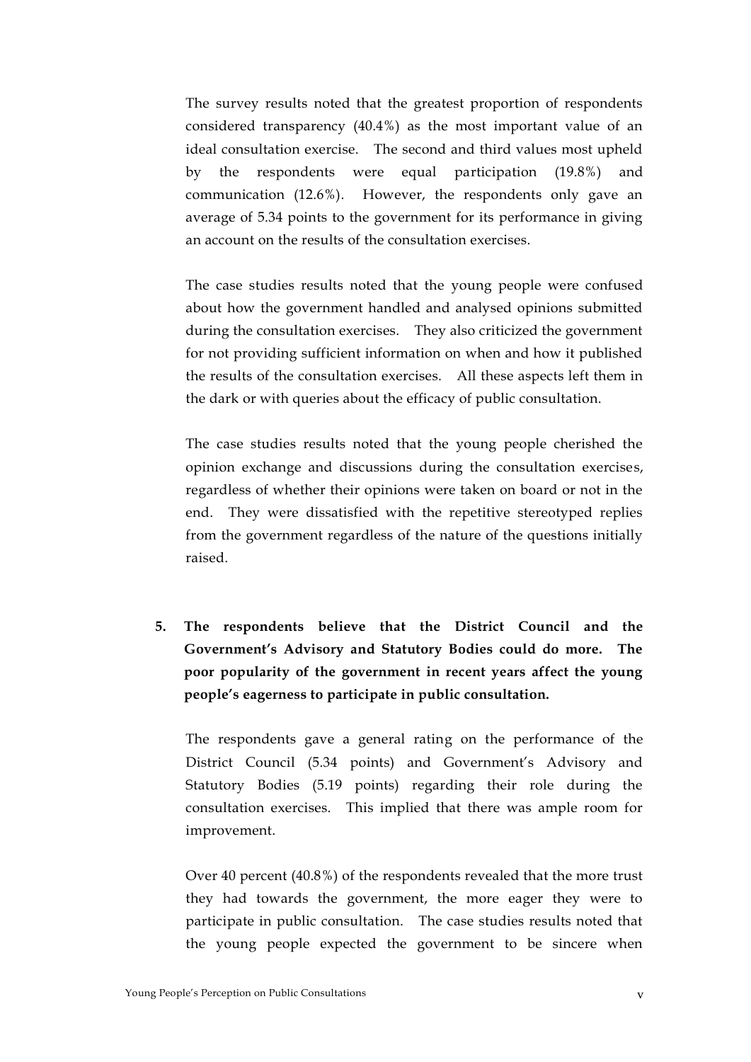The survey results noted that the greatest proportion of respondents considered transparency (40.4%) as the most important value of an ideal consultation exercise. The second and third values most upheld by the respondents were equal participation (19.8%) and communication (12.6%). However, the respondents only gave an average of 5.34 points to the government for its performance in giving an account on the results of the consultation exercises.

The case studies results noted that the young people were confused about how the government handled and analysed opinions submitted during the consultation exercises. They also criticized the government for not providing sufficient information on when and how it published the results of the consultation exercises. All these aspects left them in the dark or with queries about the efficacy of public consultation.

The case studies results noted that the young people cherished the opinion exchange and discussions during the consultation exercises, regardless of whether their opinions were taken on board or not in the end. They were dissatisfied with the repetitive stereotyped replies from the government regardless of the nature of the questions initially raised.

**5. The respondents believe that the District Council and the Government's Advisory and Statutory Bodies could do more. The poor popularity of the government in recent years affect the young people's eagerness to participate in public consultation.**

The respondents gave a general rating on the performance of the District Council (5.34 points) and Government's Advisory and Statutory Bodies (5.19 points) regarding their role during the consultation exercises. This implied that there was ample room for improvement.

Over 40 percent (40.8%) of the respondents revealed that the more trust they had towards the government, the more eager they were to participate in public consultation. The case studies results noted that the young people expected the government to be sincere when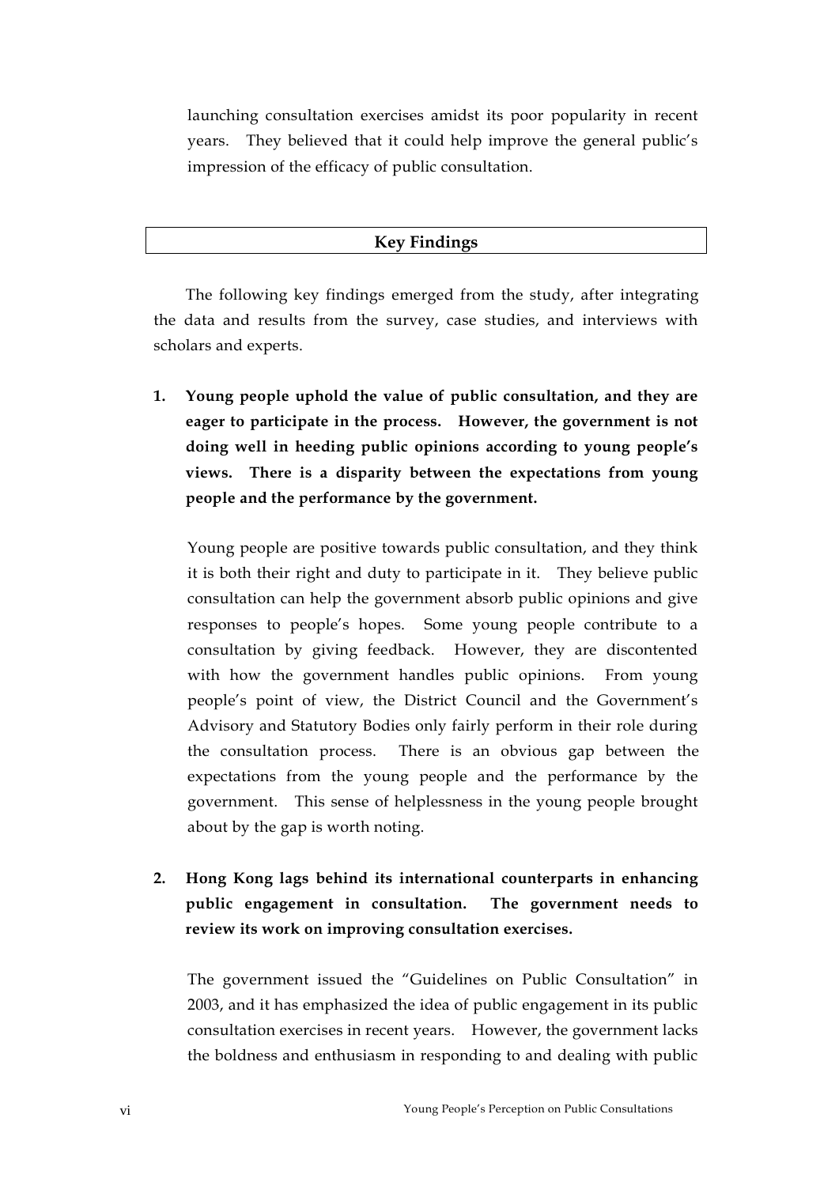launching consultation exercises amidst its poor popularity in recent years. They believed that it could help improve the general public's impression of the efficacy of public consultation.

## Key Findings

The following key findings emerged from the study, after integrating the data and results from the survey, case studies, and interviews with scholars and experts.

1. **Young people uphold the value of public consultation, and they are eager to participate in the process. However, the government is not doing well in heeding public opinions according to young people's views. There is a disparity between the expectations from young people and the performance by the government.**

   Young people are positive towards public consultation, and they think it is both their right and duty to participate in it. They believe public consultation can help the government absorb public opinions and give responses to people's hopes. Some young people contribute to a consultation by giving feedback. However, they are discontented with how the government handles public opinions. From young people's point of view, the District Council and the Government's Advisory and Statutory Bodies only fairly perform in their role during the consultation process. There is an obvious gap between the expectations from the young people and the performance by the government. This sense of helplessness in the young people brought about by the gap is worth noting.

2. **Hong Kong lags behind its international counterparts in enhancing public engagement in consultation. The government needs to review its work on improving consultation exercises.**

   The government issued the "Guidelines on Public Consultation" in 2003, and it has emphasized the idea of public engagement in its public consultation exercises in recent years. However, the government lacks the boldness and enthusiasm in responding to and dealing with public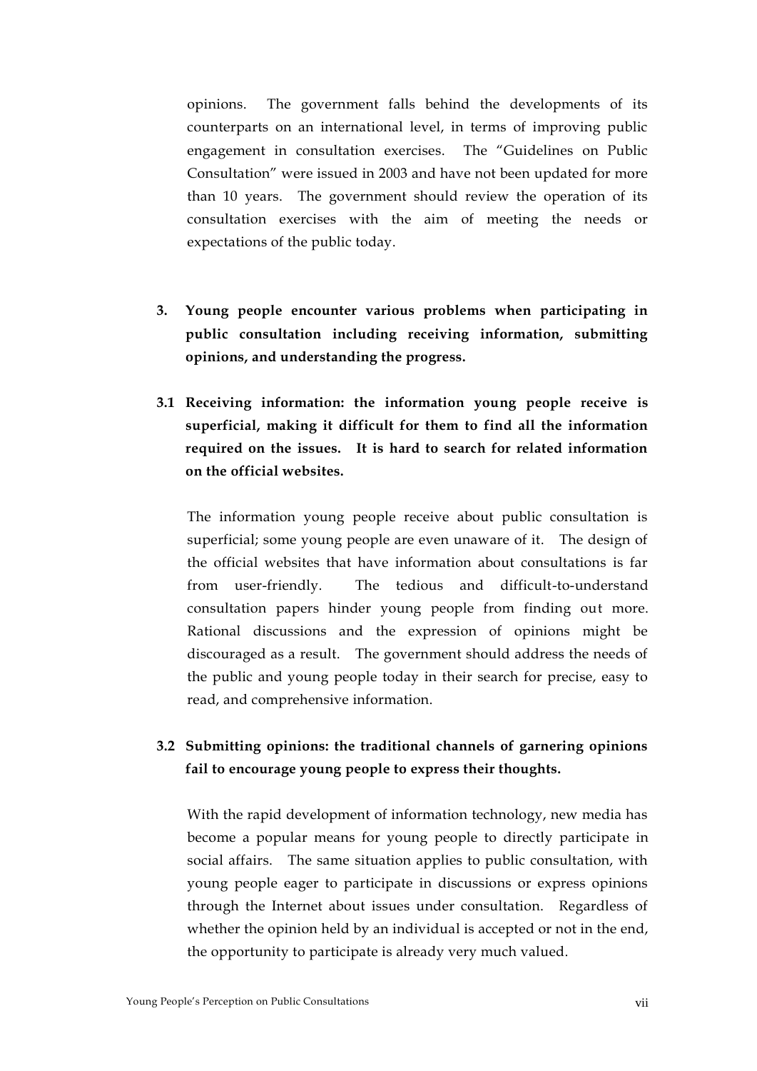opinions. The government falls behind the developments of its counterparts on an international level, in terms of improving public engagement in consultation exercises. The "Guidelines on Public Consultation" were issued in 2003 and have not been updated for more than 10 years. The government should review the operation of its consultation exercises with the aim of meeting the needs or expectations of the public today.

**3. Young people encounter various problems when participating in public consultation including receiving information, submitting opinions, and understanding the progress.**

**3.1 Receiving information: the information young people receive is superficial, making it difficult for them to find all the information required on the issues. It is hard to search for related information on the official websites.**

The information young people receive about public consultation is superficial; some young people are even unaware of it. The design of the official websites that have information about consultations is far from user-friendly. The tedious and difficult-to-understand consultation papers hinder young people from finding out more. Rational discussions and the expression of opinions might be discouraged as a result. The government should address the needs of the public and young people today in their search for precise, easy to read, and comprehensive information.

**3.2 Submitting opinions: the traditional channels of garnering opinions fail to encourage young people to express their thoughts.**

With the rapid development of information technology, new media has become a popular means for young people to directly participate in social affairs. The same situation applies to public consultation, with young people eager to participate in discussions or express opinions through the Internet about issues under consultation. Regardless of whether the opinion held by an individual is accepted or not in the end, the opportunity to participate is already very much valued.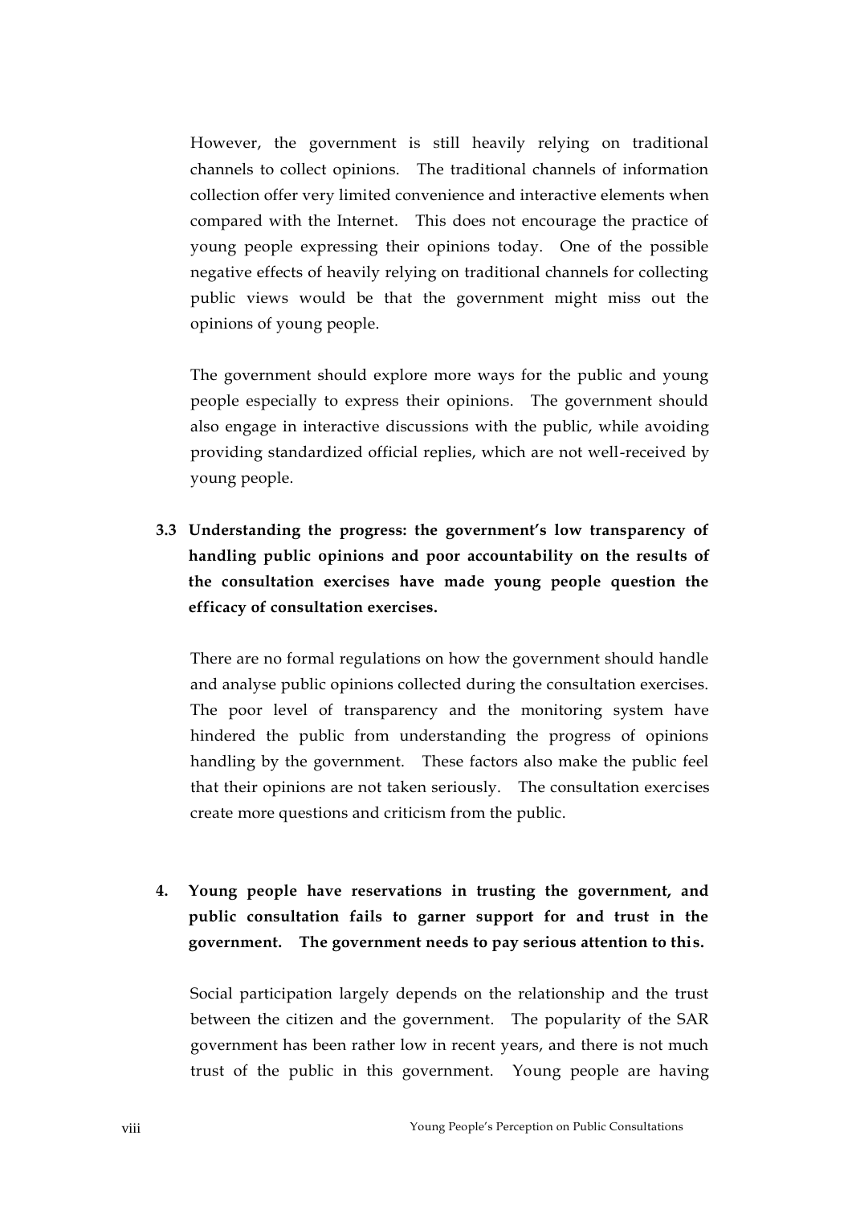However, the government is still heavily relying on traditional channels to collect opinions. The traditional channels of information collection offer very limited convenience and interactive elements when compared with the Internet. This does not encourage the practice of young people expressing their opinions today. One of the possible negative effects of heavily relying on traditional channels for collecting public views would be that the government might miss out the opinions of young people.

The government should explore more ways for the public and young people especially to express their opinions. The government should also engage in interactive discussions with the public, while avoiding providing standardized official replies, which are not well-received by young people.

**3.3 Understanding the progress: the government's low transparency of handling public opinions and poor accountability on the results of the consultation exercises have made young people question the efficacy of consultation exercises.**

There are no formal regulations on how the government should handle and analyse public opinions collected during the consultation exercises. The poor level of transparency and the monitoring system have hindered the public from understanding the progress of opinions handling by the government. These factors also make the public feel that their opinions are not taken seriously. The consultation exercises create more questions and criticism from the public.

**4. Young people have reservations in trusting the government, and public consultation fails to garner support for and trust in the government. The government needs to pay serious attention to this.**

Social participation largely depends on the relationship and the trust between the citizen and the government. The popularity of the SAR government has been rather low in recent years, and there is not much trust of the public in this government. Young people are having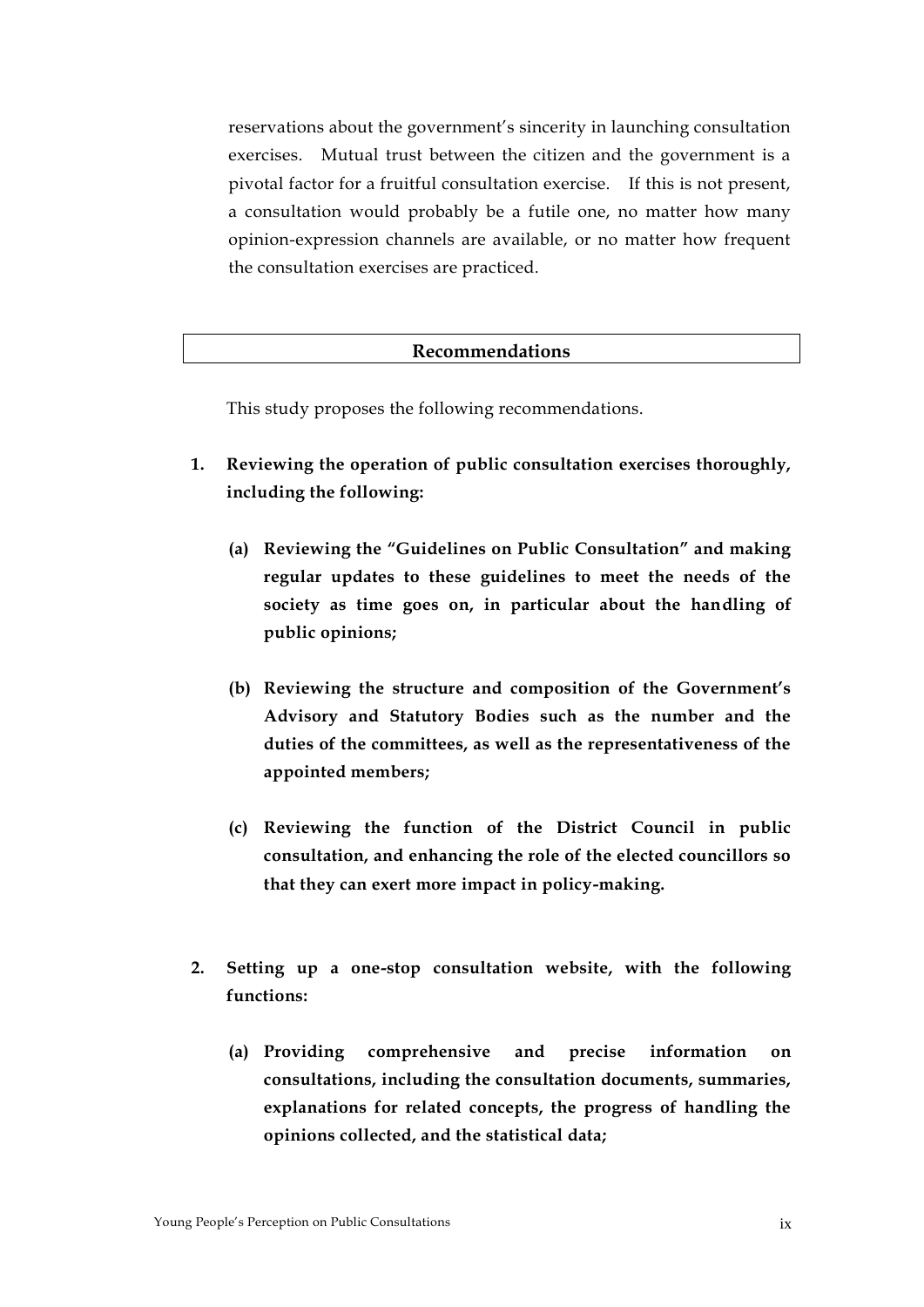reservations about the government's sincerity in launching consultation exercises. Mutual trust between the citizen and the government is a pivotal factor for a fruitful consultation exercise. If this is not present, a consultation would probably be a futile one, no matter how many opinion-expression channels are available, or no matter how frequent the consultation exercises are practiced.

## Recommendations

This study proposes the following recommendations.

1. **Reviewing the operation of public consultation exercises thoroughly, including the following:**

   **(a) Reviewing the "Guidelines on Public Consultation" and making regular updates to these guidelines to meet the needs of the society as time goes on, in particular about the handling of public opinions;**

   **(b) Reviewing the structure and composition of the Government's Advisory and Statutory Bodies such as the number and the duties of the committees, as well as the representativeness of the appointed members;**

   **(c) Reviewing the function of the District Council in public consultation, and enhancing the role of the elected councillors so that they can exert more impact in policy-making.**

2. **Setting up a one-stop consultation website, with the following functions:**

   **(a) Providing comprehensive and precise information on consultations, including the consultation documents, summaries, explanations for related concepts, the progress of handling the opinions collected, and the statistical data;**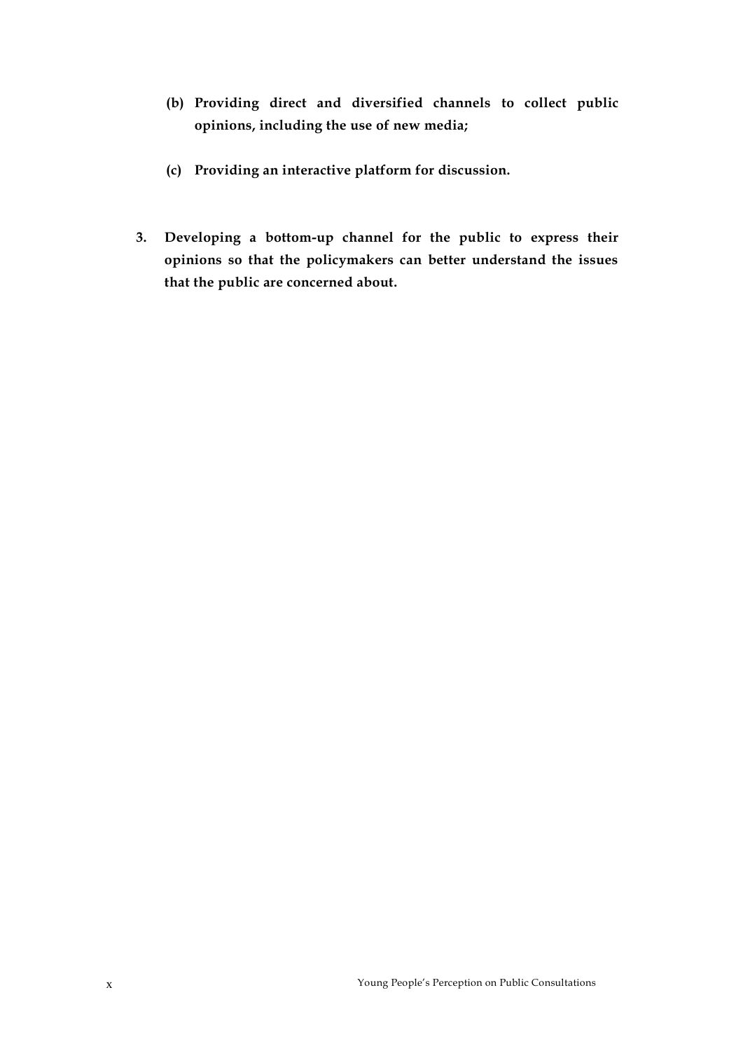**(b) Providing direct and diversified channels to collect public opinions, including the use of new media;**

**(c) Providing an interactive platform for discussion.**

**3. Developing a bottom-up channel for the public to express their opinions so that the policymakers can better understand the issues that the public are concerned about.**